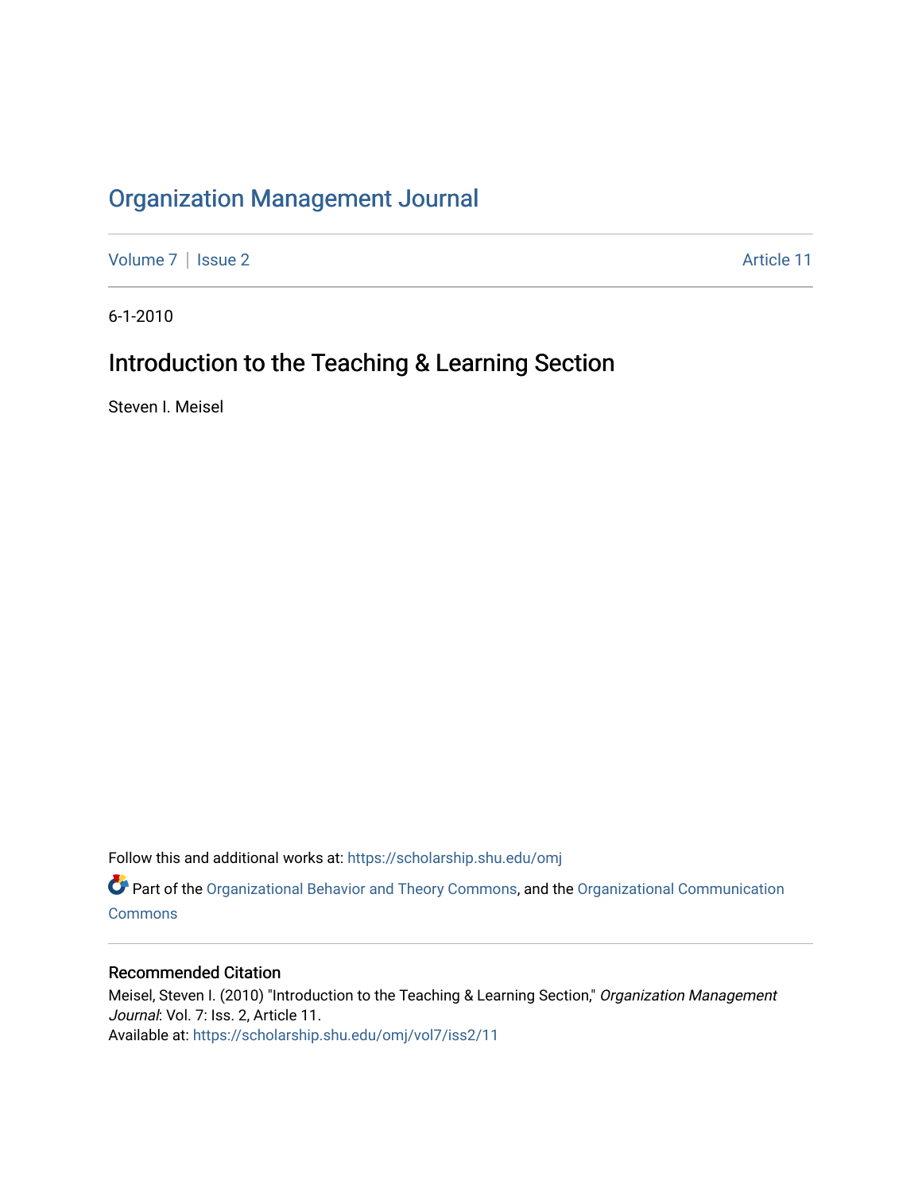# Organization Management Journal

Volume 7 | Issue 2 — Article 11

6-1-2010

## Introduction to the Teaching & Learning Section

Steven I. Meisel

Follow this and additional works at: https://scholarship.shu.edu/omj

Part of the Organizational Behavior and Theory Commons, and the Organizational Communication Commons

### Recommended Citation

Meisel, Steven I. (2010) "Introduction to the Teaching & Learning Section," *Organization Management Journal*: Vol. 7: Iss. 2, Article 11.
Available at: https://scholarship.shu.edu/omj/vol7/iss2/11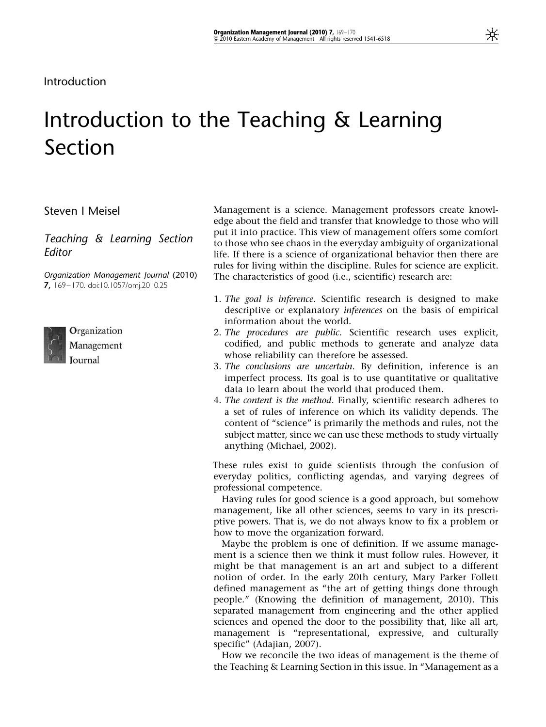Introduction

# Introduction to the Teaching & Learning Section

Steven I Meisel

*Teaching & Learning Section Editor*

*Organization Management Journal* (2010) **7,** 169–170. doi:10.1057/omj.2010.25

Management is a science. Management professors create knowledge about the field and transfer that knowledge to those who will put it into practice. This view of management offers some comfort to those who see chaos in the everyday ambiguity of organizational life. If there is a science of organizational behavior then there are rules for living within the discipline. Rules for science are explicit. The characteristics of good (i.e., scientific) research are:

1. *The goal is inference*. Scientific research is designed to make descriptive or explanatory *inferences* on the basis of empirical information about the world.
2. *The procedures are public*. Scientific research uses explicit, codified, and public methods to generate and analyze data whose reliability can therefore be assessed.
3. *The conclusions are uncertain*. By definition, inference is an imperfect process. Its goal is to use quantitative or qualitative data to learn about the world that produced them.
4. *The content is the method*. Finally, scientific research adheres to a set of rules of inference on which its validity depends. The content of "science" is primarily the methods and rules, not the subject matter, since we can use these methods to study virtually anything (Michael, 2002).

These rules exist to guide scientists through the confusion of everyday politics, conflicting agendas, and varying degrees of professional competence.

Having rules for good science is a good approach, but somehow management, like all other sciences, seems to vary in its prescriptive powers. That is, we do not always know to fix a problem or how to move the organization forward.

Maybe the problem is one of definition. If we assume management is a science then we think it must follow rules. However, it might be that management is an art and subject to a different notion of order. In the early 20th century, Mary Parker Follett defined management as "the art of getting things done through people." (Knowing the definition of management, 2010). This separated management from engineering and the other applied sciences and opened the door to the possibility that, like all art, management is "representational, expressive, and culturally specific" (Adajian, 2007).

How we reconcile the two ideas of management is the theme of the Teaching & Learning Section in this issue. In "Management as a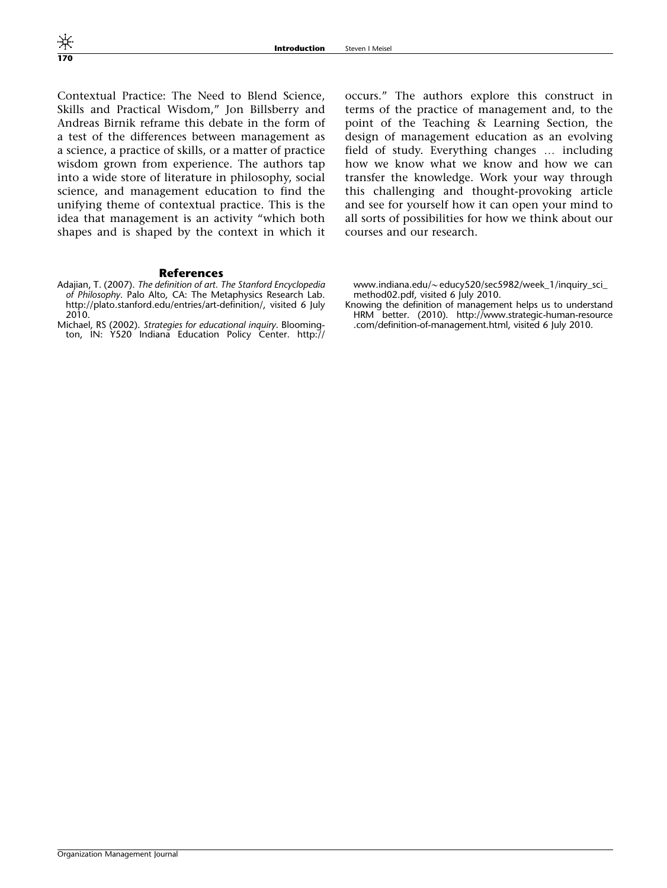Contextual Practice: The Need to Blend Science, Skills and Practical Wisdom," Jon Billsberry and Andreas Birnik reframe this debate in the form of a test of the differences between management as a science, a practice of skills, or a matter of practice wisdom grown from experience. The authors tap into a wide store of literature in philosophy, social science, and management education to find the unifying theme of contextual practice. This is the idea that management is an activity "which both shapes and is shaped by the context in which it occurs." The authors explore this construct in terms of the practice of management and, to the point of the Teaching & Learning Section, the design of management education as an evolving field of study. Everything changes ... including how we know what we know and how we can transfer the knowledge. Work your way through this challenging and thought-provoking article and see for yourself how it can open your mind to all sorts of possibilities for how we think about our courses and our research.

## References

Adajian, T. (2007). *The definition of art. The Stanford Encyclopedia of Philosophy*. Palo Alto, CA: The Metaphysics Research Lab. http://plato.stanford.edu/entries/art-definition/, visited 6 July 2010.

Michael, RS (2002). *Strategies for educational inquiry*. Bloomington, IN: Y520 Indiana Education Policy Center. http://www.indiana.edu/~educy520/sec5982/week_1/inquiry_sci_method02.pdf, visited 6 July 2010.

Knowing the definition of management helps us to understand HRM better. (2010). http://www.strategic-human-resource.com/definition-of-management.html, visited 6 July 2010.